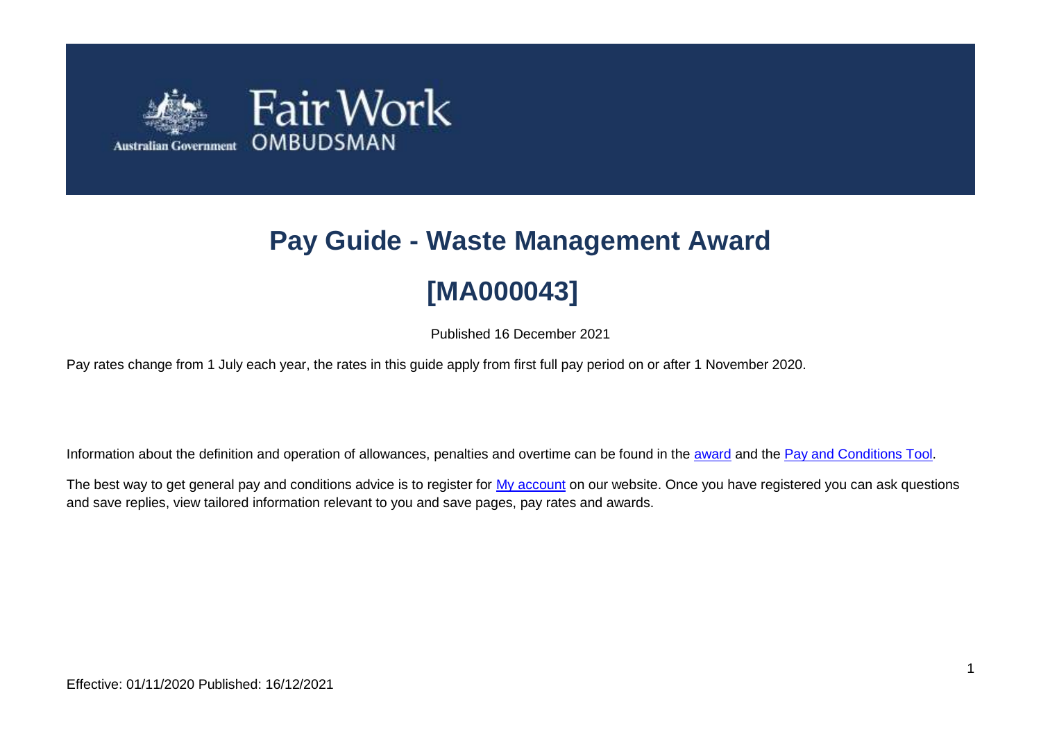# Pay Guide - Waste Management Award

# [MA000043]

Published 16 December 2021

Pay rates change from 1 July each year, the rates in this guide apply from first full pay period on or after 1 November 2020.

Information about the definition and operation of allowances, penalties and overtime can be found in the award and the Pay and Conditions Tool.

The best way to get general pay and conditions advice is to register for My account on our website. Once you have registered you can ask questions and save replies, view tailored information relevant to you and save pages, pay rates and awards.

Effective: 01/11/2020 Published: 16/12/2021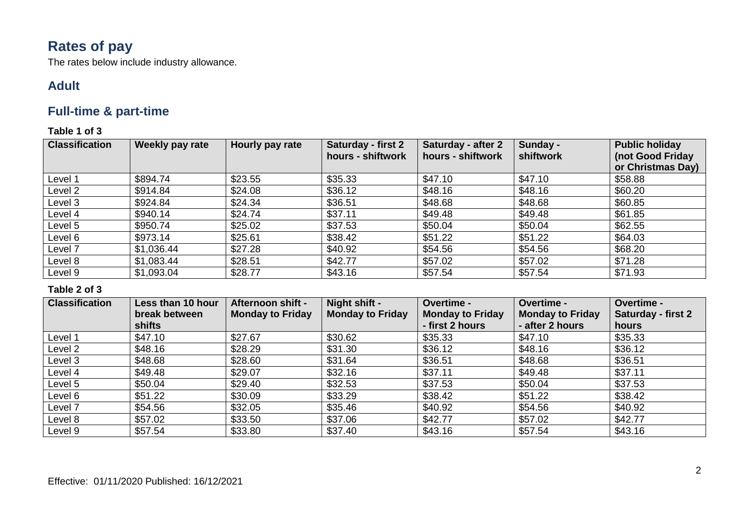# Rates of pay

The rates below include industry allowance.

## Adult

## Full-time & part-time

**Table 1 of 3**

| Classification | Weekly pay rate | Hourly pay rate | Saturday - first 2 hours - shiftwork | Saturday - after 2 hours - shiftwork | Sunday - shiftwork | Public holiday (not Good Friday or Christmas Day) |
|---|---|---|---|---|---|---|
| Level 1 | $894.74 | $23.55 | $35.33 | $47.10 | $47.10 | $58.88 |
| Level 2 | $914.84 | $24.08 | $36.12 | $48.16 | $48.16 | $60.20 |
| Level 3 | $924.84 | $24.34 | $36.51 | $48.68 | $48.68 | $60.85 |
| Level 4 | $940.14 | $24.74 | $37.11 | $49.48 | $49.48 | $61.85 |
| Level 5 | $950.74 | $25.02 | $37.53 | $50.04 | $50.04 | $62.55 |
| Level 6 | $973.14 | $25.61 | $38.42 | $51.22 | $51.22 | $64.03 |
| Level 7 | $1,036.44 | $27.28 | $40.92 | $54.56 | $54.56 | $68.20 |
| Level 8 | $1,083.44 | $28.51 | $42.77 | $57.02 | $57.02 | $71.28 |
| Level 9 | $1,093.04 | $28.77 | $43.16 | $57.54 | $57.54 | $71.93 |

**Table 2 of 3**

| Classification | Less than 10 hour break between shifts | Afternoon shift - Monday to Friday | Night shift - Monday to Friday | Overtime - Monday to Friday - first 2 hours | Overtime - Monday to Friday - after 2 hours | Overtime - Saturday - first 2 hours |
|---|---|---|---|---|---|---|
| Level 1 | $47.10 | $27.67 | $30.62 | $35.33 | $47.10 | $35.33 |
| Level 2 | $48.16 | $28.29 | $31.30 | $36.12 | $48.16 | $36.12 |
| Level 3 | $48.68 | $28.60 | $31.64 | $36.51 | $48.68 | $36.51 |
| Level 4 | $49.48 | $29.07 | $32.16 | $37.11 | $49.48 | $37.11 |
| Level 5 | $50.04 | $29.40 | $32.53 | $37.53 | $50.04 | $37.53 |
| Level 6 | $51.22 | $30.09 | $33.29 | $38.42 | $51.22 | $38.42 |
| Level 7 | $54.56 | $32.05 | $35.46 | $40.92 | $54.56 | $40.92 |
| Level 8 | $57.02 | $33.50 | $37.06 | $42.77 | $57.02 | $42.77 |
| Level 9 | $57.54 | $33.80 | $37.40 | $43.16 | $57.54 | $43.16 |

Effective: 01/11/2020 Published: 16/12/2021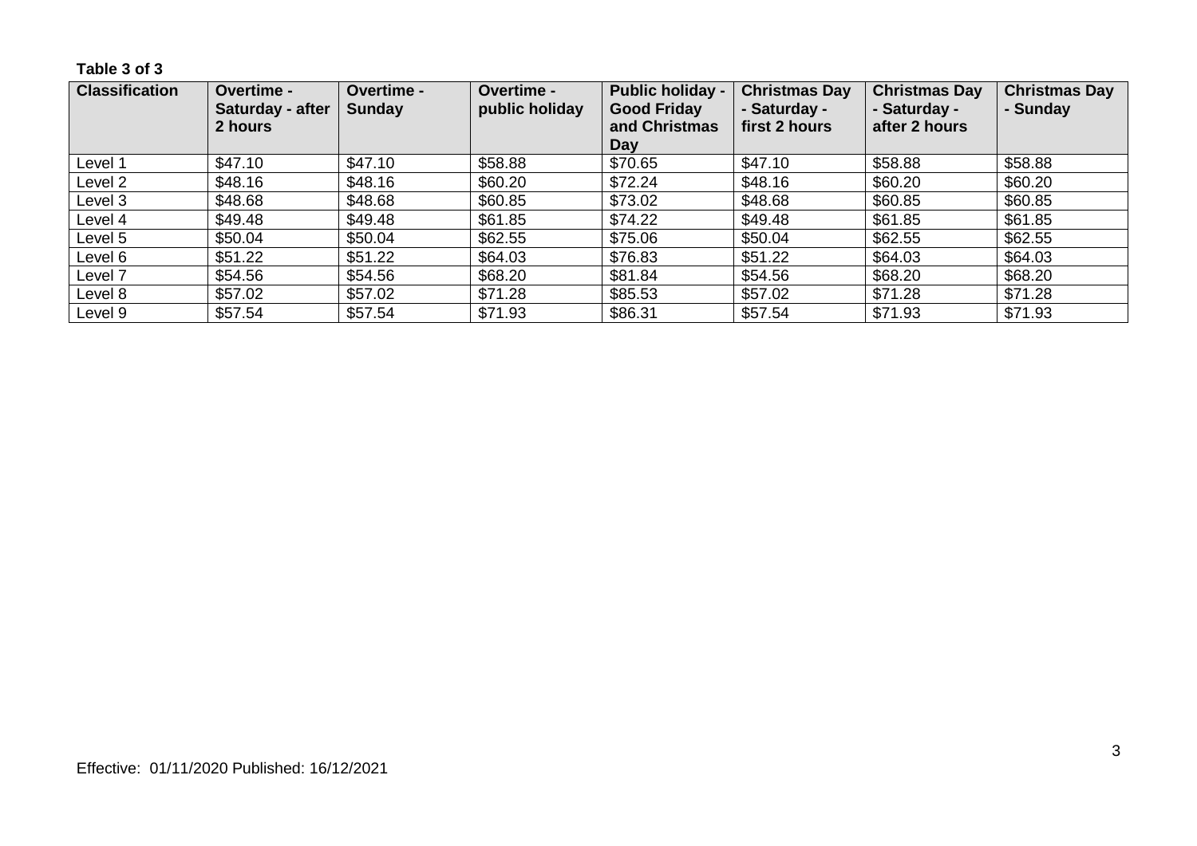**Table 3 of 3**

| Classification | Overtime - Saturday - after 2 hours | Overtime - Sunday | Overtime - public holiday | Public holiday - Good Friday and Christmas Day | Christmas Day - Saturday - first 2 hours | Christmas Day - Saturday - after 2 hours | Christmas Day - Sunday |
|---|---|---|---|---|---|---|---|
| Level 1 | $47.10 | $47.10 | $58.88 | $70.65 | $47.10 | $58.88 | $58.88 |
| Level 2 | $48.16 | $48.16 | $60.20 | $72.24 | $48.16 | $60.20 | $60.20 |
| Level 3 | $48.68 | $48.68 | $60.85 | $73.02 | $48.68 | $60.85 | $60.85 |
| Level 4 | $49.48 | $49.48 | $61.85 | $74.22 | $49.48 | $61.85 | $61.85 |
| Level 5 | $50.04 | $50.04 | $62.55 | $75.06 | $50.04 | $62.55 | $62.55 |
| Level 6 | $51.22 | $51.22 | $64.03 | $76.83 | $51.22 | $64.03 | $64.03 |
| Level 7 | $54.56 | $54.56 | $68.20 | $81.84 | $54.56 | $68.20 | $68.20 |
| Level 8 | $57.02 | $57.02 | $71.28 | $85.53 | $57.02 | $71.28 | $71.28 |
| Level 9 | $57.54 | $57.54 | $71.93 | $86.31 | $57.54 | $71.93 | $71.93 |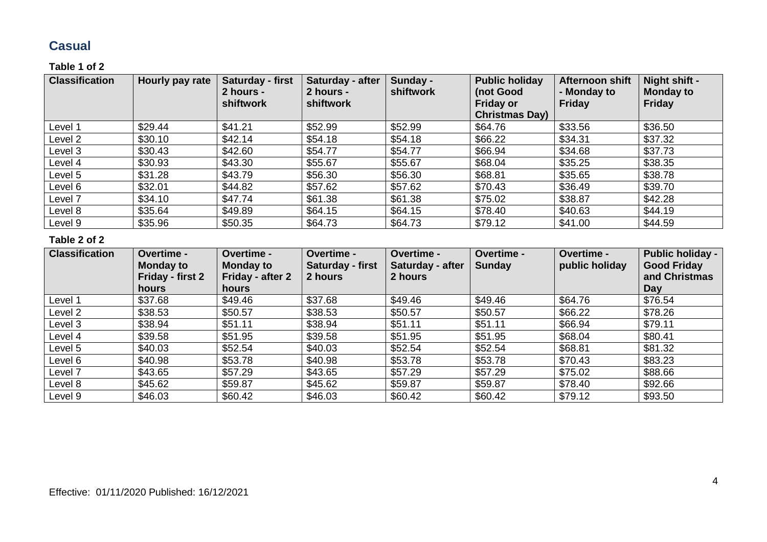## Casual

**Table 1 of 2**

| Classification | Hourly pay rate | Saturday - first 2 hours - shiftwork | Saturday - after 2 hours - shiftwork | Sunday - shiftwork | Public holiday (not Good Friday or Christmas Day) | Afternoon shift - Monday to Friday | Night shift - Monday to Friday |
|---|---|---|---|---|---|---|---|
| Level 1 | $29.44 | $41.21 | $52.99 | $52.99 | $64.76 | $33.56 | $36.50 |
| Level 2 | $30.10 | $42.14 | $54.18 | $54.18 | $66.22 | $34.31 | $37.32 |
| Level 3 | $30.43 | $42.60 | $54.77 | $54.77 | $66.94 | $34.68 | $37.73 |
| Level 4 | $30.93 | $43.30 | $55.67 | $55.67 | $68.04 | $35.25 | $38.35 |
| Level 5 | $31.28 | $43.79 | $56.30 | $56.30 | $68.81 | $35.65 | $38.78 |
| Level 6 | $32.01 | $44.82 | $57.62 | $57.62 | $70.43 | $36.49 | $39.70 |
| Level 7 | $34.10 | $47.74 | $61.38 | $61.38 | $75.02 | $38.87 | $42.28 |
| Level 8 | $35.64 | $49.89 | $64.15 | $64.15 | $78.40 | $40.63 | $44.19 |
| Level 9 | $35.96 | $50.35 | $64.73 | $64.73 | $79.12 | $41.00 | $44.59 |

**Table 2 of 2**

| Classification | Overtime - Monday to Friday - first 2 hours | Overtime - Monday to Friday - after 2 hours | Overtime - Saturday - first 2 hours | Overtime - Saturday - after 2 hours | Overtime - Sunday | Overtime - public holiday | Public holiday - Good Friday and Christmas Day |
|---|---|---|---|---|---|---|---|
| Level 1 | $37.68 | $49.46 | $37.68 | $49.46 | $49.46 | $64.76 | $76.54 |
| Level 2 | $38.53 | $50.57 | $38.53 | $50.57 | $50.57 | $66.22 | $78.26 |
| Level 3 | $38.94 | $51.11 | $38.94 | $51.11 | $51.11 | $66.94 | $79.11 |
| Level 4 | $39.58 | $51.95 | $39.58 | $51.95 | $51.95 | $68.04 | $80.41 |
| Level 5 | $40.03 | $52.54 | $40.03 | $52.54 | $52.54 | $68.81 | $81.32 |
| Level 6 | $40.98 | $53.78 | $40.98 | $53.78 | $53.78 | $70.43 | $83.23 |
| Level 7 | $43.65 | $57.29 | $43.65 | $57.29 | $57.29 | $75.02 | $88.66 |
| Level 8 | $45.62 | $59.87 | $45.62 | $59.87 | $59.87 | $78.40 | $92.66 |
| Level 9 | $46.03 | $60.42 | $46.03 | $60.42 | $60.42 | $79.12 | $93.50 |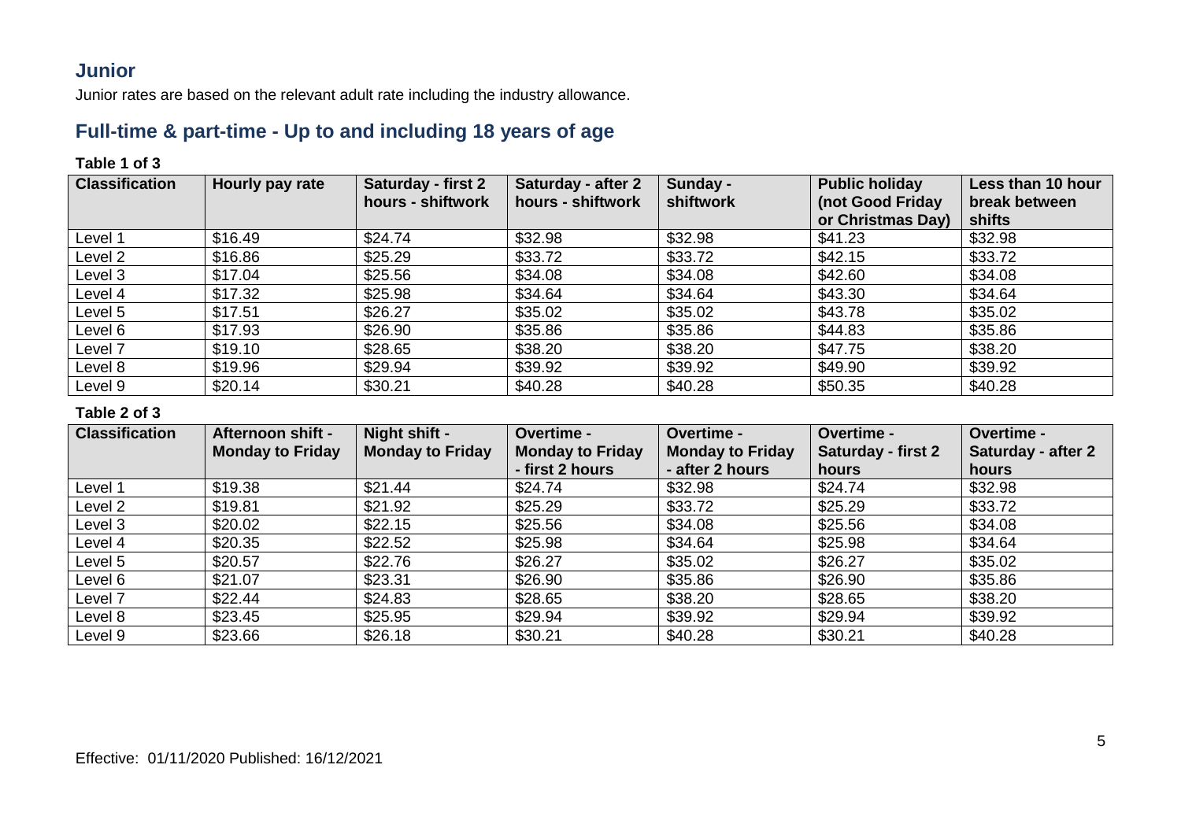## Junior

Junior rates are based on the relevant adult rate including the industry allowance.

## Full-time & part-time - Up to and including 18 years of age

**Table 1 of 3**

| Classification | Hourly pay rate | Saturday - first 2 hours - shiftwork | Saturday - after 2 hours - shiftwork | Sunday - shiftwork | Public holiday (not Good Friday or Christmas Day) | Less than 10 hour break between shifts |
|---|---|---|---|---|---|---|
| Level 1 | $16.49 | $24.74 | $32.98 | $32.98 | $41.23 | $32.98 |
| Level 2 | $16.86 | $25.29 | $33.72 | $33.72 | $42.15 | $33.72 |
| Level 3 | $17.04 | $25.56 | $34.08 | $34.08 | $42.60 | $34.08 |
| Level 4 | $17.32 | $25.98 | $34.64 | $34.64 | $43.30 | $34.64 |
| Level 5 | $17.51 | $26.27 | $35.02 | $35.02 | $43.78 | $35.02 |
| Level 6 | $17.93 | $26.90 | $35.86 | $35.86 | $44.83 | $35.86 |
| Level 7 | $19.10 | $28.65 | $38.20 | $38.20 | $47.75 | $38.20 |
| Level 8 | $19.96 | $29.94 | $39.92 | $39.92 | $49.90 | $39.92 |
| Level 9 | $20.14 | $30.21 | $40.28 | $40.28 | $50.35 | $40.28 |

**Table 2 of 3**

| Classification | Afternoon shift - Monday to Friday | Night shift - Monday to Friday | Overtime - Monday to Friday - first 2 hours | Overtime - Monday to Friday - after 2 hours | Overtime - Saturday - first 2 hours | Overtime - Saturday - after 2 hours |
|---|---|---|---|---|---|---|
| Level 1 | $19.38 | $21.44 | $24.74 | $32.98 | $24.74 | $32.98 |
| Level 2 | $19.81 | $21.92 | $25.29 | $33.72 | $25.29 | $33.72 |
| Level 3 | $20.02 | $22.15 | $25.56 | $34.08 | $25.56 | $34.08 |
| Level 4 | $20.35 | $22.52 | $25.98 | $34.64 | $25.98 | $34.64 |
| Level 5 | $20.57 | $22.76 | $26.27 | $35.02 | $26.27 | $35.02 |
| Level 6 | $21.07 | $23.31 | $26.90 | $35.86 | $26.90 | $35.86 |
| Level 7 | $22.44 | $24.83 | $28.65 | $38.20 | $28.65 | $38.20 |
| Level 8 | $23.45 | $25.95 | $29.94 | $39.92 | $29.94 | $39.92 |
| Level 9 | $23.66 | $26.18 | $30.21 | $40.28 | $30.21 | $40.28 |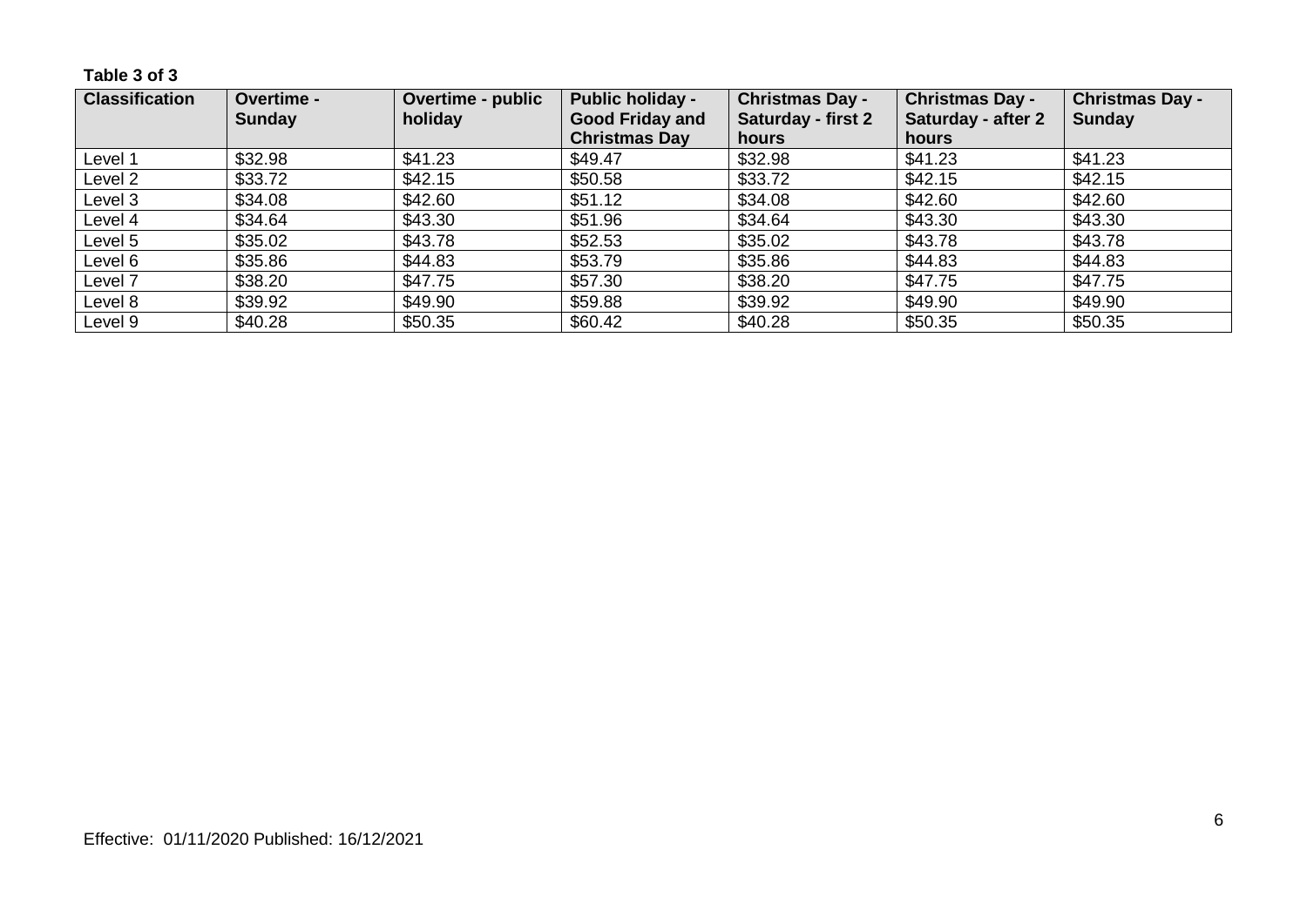**Table 3 of 3**

| Classification | Overtime - Sunday | Overtime - public holiday | Public holiday - Good Friday and Christmas Day | Christmas Day - Saturday - first 2 hours | Christmas Day - Saturday - after 2 hours | Christmas Day - Sunday |
|---|---|---|---|---|---|---|
| Level 1 | $32.98 | $41.23 | $49.47 | $32.98 | $41.23 | $41.23 |
| Level 2 | $33.72 | $42.15 | $50.58 | $33.72 | $42.15 | $42.15 |
| Level 3 | $34.08 | $42.60 | $51.12 | $34.08 | $42.60 | $42.60 |
| Level 4 | $34.64 | $43.30 | $51.96 | $34.64 | $43.30 | $43.30 |
| Level 5 | $35.02 | $43.78 | $52.53 | $35.02 | $43.78 | $43.78 |
| Level 6 | $35.86 | $44.83 | $53.79 | $35.86 | $44.83 | $44.83 |
| Level 7 | $38.20 | $47.75 | $57.30 | $38.20 | $47.75 | $47.75 |
| Level 8 | $39.92 | $49.90 | $59.88 | $39.92 | $49.90 | $49.90 |
| Level 9 | $40.28 | $50.35 | $60.42 | $40.28 | $50.35 | $50.35 |

Effective: 01/11/2020 Published: 16/12/2021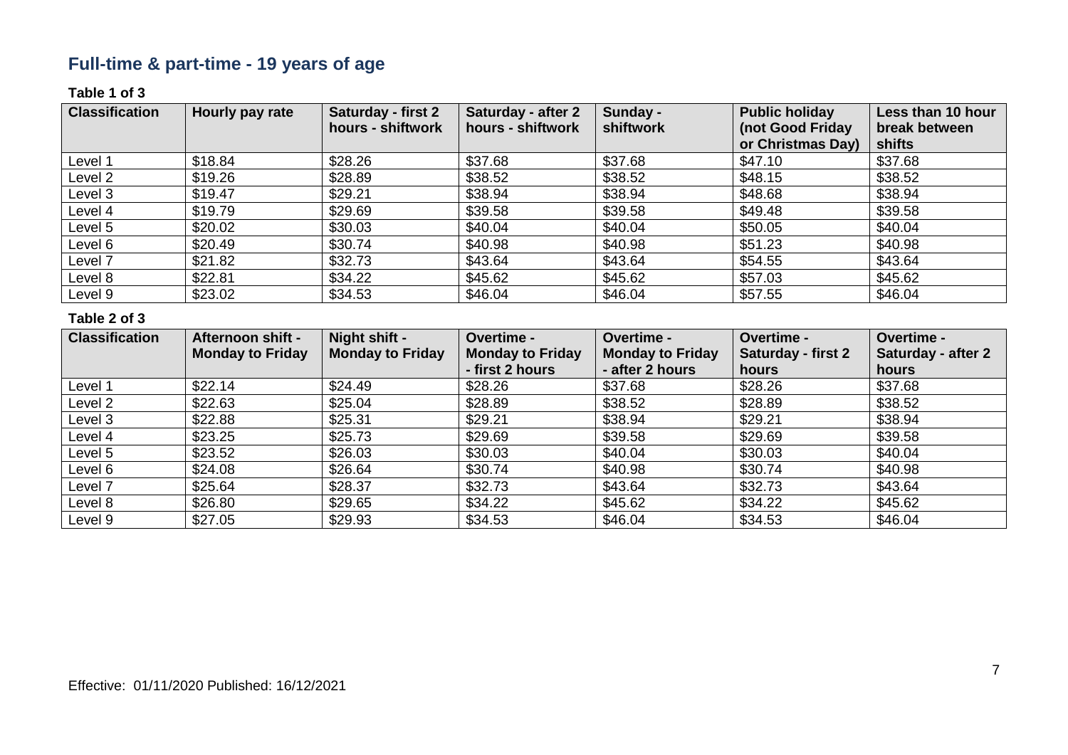## Full-time & part-time - 19 years of age

**Table 1 of 3**

| Classification | Hourly pay rate | Saturday - first 2 hours - shiftwork | Saturday - after 2 hours - shiftwork | Sunday - shiftwork | Public holiday (not Good Friday or Christmas Day) | Less than 10 hour break between shifts |
|---|---|---|---|---|---|---|
| Level 1 | $18.84 | $28.26 | $37.68 | $37.68 | $47.10 | $37.68 |
| Level 2 | $19.26 | $28.89 | $38.52 | $38.52 | $48.15 | $38.52 |
| Level 3 | $19.47 | $29.21 | $38.94 | $38.94 | $48.68 | $38.94 |
| Level 4 | $19.79 | $29.69 | $39.58 | $39.58 | $49.48 | $39.58 |
| Level 5 | $20.02 | $30.03 | $40.04 | $40.04 | $50.05 | $40.04 |
| Level 6 | $20.49 | $30.74 | $40.98 | $40.98 | $51.23 | $40.98 |
| Level 7 | $21.82 | $32.73 | $43.64 | $43.64 | $54.55 | $43.64 |
| Level 8 | $22.81 | $34.22 | $45.62 | $45.62 | $57.03 | $45.62 |
| Level 9 | $23.02 | $34.53 | $46.04 | $46.04 | $57.55 | $46.04 |

**Table 2 of 3**

| Classification | Afternoon shift - Monday to Friday | Night shift - Monday to Friday | Overtime - Monday to Friday - first 2 hours | Overtime - Monday to Friday - after 2 hours | Overtime - Saturday - first 2 hours | Overtime - Saturday - after 2 hours |
|---|---|---|---|---|---|---|
| Level 1 | $22.14 | $24.49 | $28.26 | $37.68 | $28.26 | $37.68 |
| Level 2 | $22.63 | $25.04 | $28.89 | $38.52 | $28.89 | $38.52 |
| Level 3 | $22.88 | $25.31 | $29.21 | $38.94 | $29.21 | $38.94 |
| Level 4 | $23.25 | $25.73 | $29.69 | $39.58 | $29.69 | $39.58 |
| Level 5 | $23.52 | $26.03 | $30.03 | $40.04 | $30.03 | $40.04 |
| Level 6 | $24.08 | $26.64 | $30.74 | $40.98 | $30.74 | $40.98 |
| Level 7 | $25.64 | $28.37 | $32.73 | $43.64 | $32.73 | $43.64 |
| Level 8 | $26.80 | $29.65 | $34.22 | $45.62 | $34.22 | $45.62 |
| Level 9 | $27.05 | $29.93 | $34.53 | $46.04 | $34.53 | $46.04 |

Effective: 01/11/2020 Published: 16/12/2021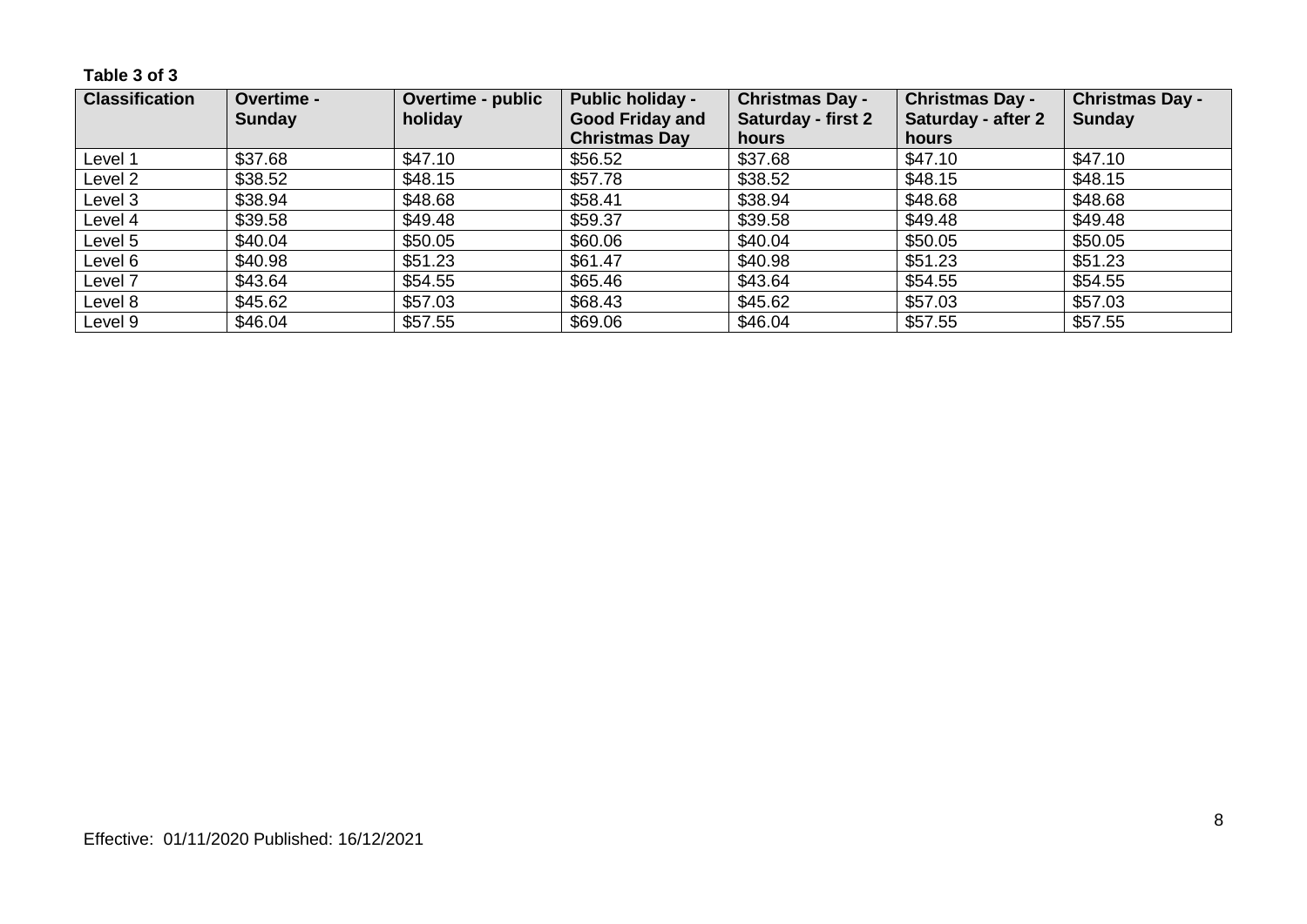**Table 3 of 3**

| Classification | Overtime - Sunday | Overtime - public holiday | Public holiday - Good Friday and Christmas Day | Christmas Day - Saturday - first 2 hours | Christmas Day - Saturday - after 2 hours | Christmas Day - Sunday |
|---|---|---|---|---|---|---|
| Level 1 | $37.68 | $47.10 | $56.52 | $37.68 | $47.10 | $47.10 |
| Level 2 | $38.52 | $48.15 | $57.78 | $38.52 | $48.15 | $48.15 |
| Level 3 | $38.94 | $48.68 | $58.41 | $38.94 | $48.68 | $48.68 |
| Level 4 | $39.58 | $49.48 | $59.37 | $39.58 | $49.48 | $49.48 |
| Level 5 | $40.04 | $50.05 | $60.06 | $40.04 | $50.05 | $50.05 |
| Level 6 | $40.98 | $51.23 | $61.47 | $40.98 | $51.23 | $51.23 |
| Level 7 | $43.64 | $54.55 | $65.46 | $43.64 | $54.55 | $54.55 |
| Level 8 | $45.62 | $57.03 | $68.43 | $45.62 | $57.03 | $57.03 |
| Level 9 | $46.04 | $57.55 | $69.06 | $46.04 | $57.55 | $57.55 |

Effective: 01/11/2020 Published: 16/12/2021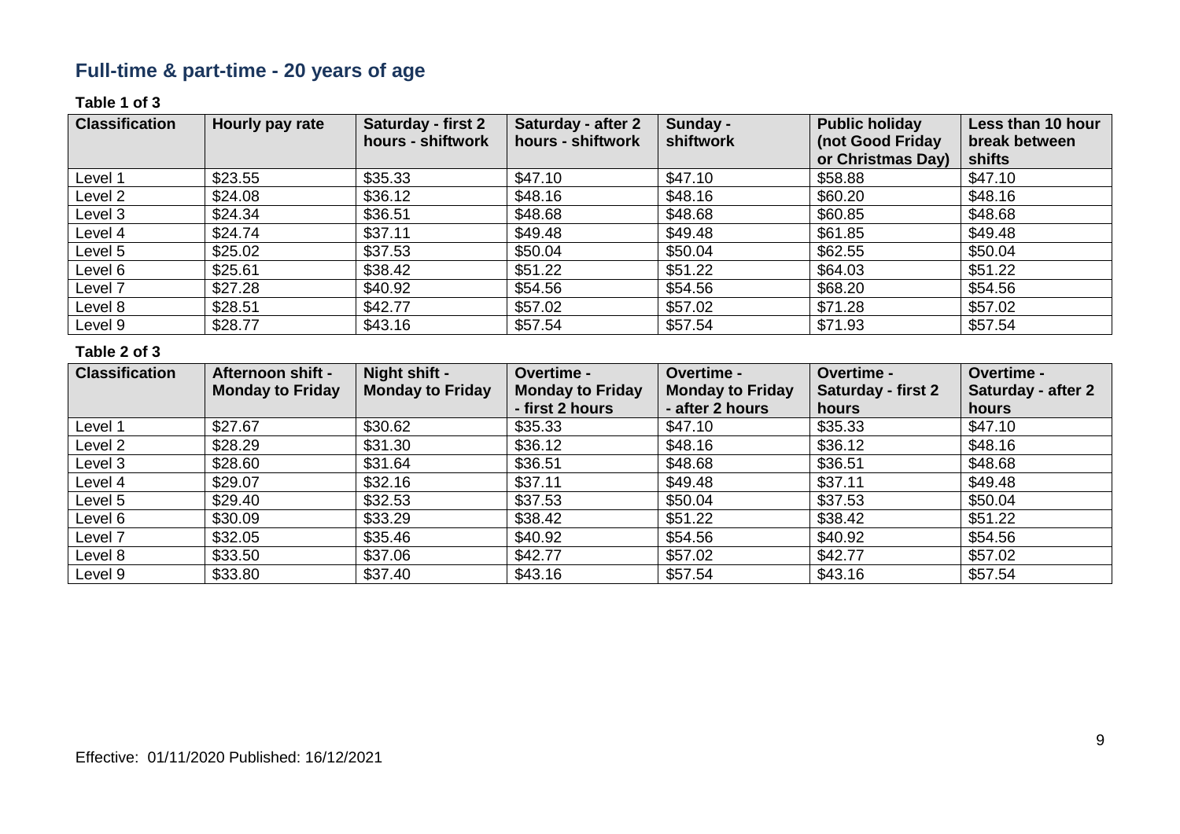## Full-time & part-time - 20 years of age

**Table 1 of 3**

| Classification | Hourly pay rate | Saturday - first 2 hours - shiftwork | Saturday - after 2 hours - shiftwork | Sunday - shiftwork | Public holiday (not Good Friday or Christmas Day) | Less than 10 hour break between shifts |
|---|---|---|---|---|---|---|
| Level 1 | $23.55 | $35.33 | $47.10 | $47.10 | $58.88 | $47.10 |
| Level 2 | $24.08 | $36.12 | $48.16 | $48.16 | $60.20 | $48.16 |
| Level 3 | $24.34 | $36.51 | $48.68 | $48.68 | $60.85 | $48.68 |
| Level 4 | $24.74 | $37.11 | $49.48 | $49.48 | $61.85 | $49.48 |
| Level 5 | $25.02 | $37.53 | $50.04 | $50.04 | $62.55 | $50.04 |
| Level 6 | $25.61 | $38.42 | $51.22 | $51.22 | $64.03 | $51.22 |
| Level 7 | $27.28 | $40.92 | $54.56 | $54.56 | $68.20 | $54.56 |
| Level 8 | $28.51 | $42.77 | $57.02 | $57.02 | $71.28 | $57.02 |
| Level 9 | $28.77 | $43.16 | $57.54 | $57.54 | $71.93 | $57.54 |

**Table 2 of 3**

| Classification | Afternoon shift - Monday to Friday | Night shift - Monday to Friday | Overtime - Monday to Friday - first 2 hours | Overtime - Monday to Friday - after 2 hours | Overtime - Saturday - first 2 hours | Overtime - Saturday - after 2 hours |
|---|---|---|---|---|---|---|
| Level 1 | $27.67 | $30.62 | $35.33 | $47.10 | $35.33 | $47.10 |
| Level 2 | $28.29 | $31.30 | $36.12 | $48.16 | $36.12 | $48.16 |
| Level 3 | $28.60 | $31.64 | $36.51 | $48.68 | $36.51 | $48.68 |
| Level 4 | $29.07 | $32.16 | $37.11 | $49.48 | $37.11 | $49.48 |
| Level 5 | $29.40 | $32.53 | $37.53 | $50.04 | $37.53 | $50.04 |
| Level 6 | $30.09 | $33.29 | $38.42 | $51.22 | $38.42 | $51.22 |
| Level 7 | $32.05 | $35.46 | $40.92 | $54.56 | $40.92 | $54.56 |
| Level 8 | $33.50 | $37.06 | $42.77 | $57.02 | $42.77 | $57.02 |
| Level 9 | $33.80 | $37.40 | $43.16 | $57.54 | $43.16 | $57.54 |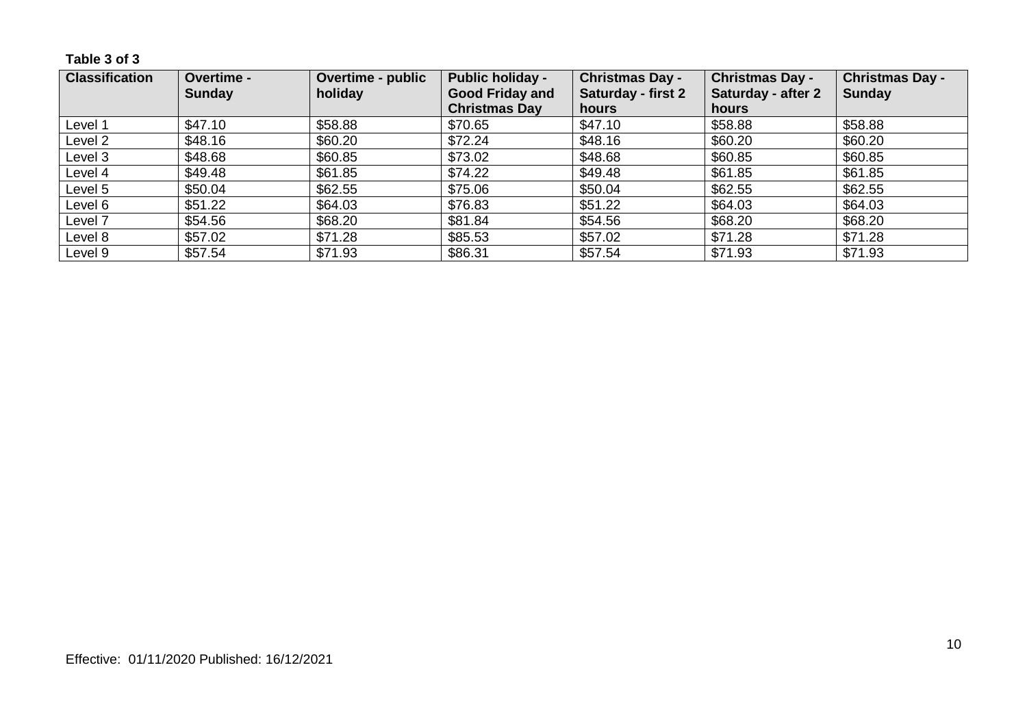**Table 3 of 3**

| Classification | Overtime - Sunday | Overtime - public holiday | Public holiday - Good Friday and Christmas Day | Christmas Day - Saturday - first 2 hours | Christmas Day - Saturday - after 2 hours | Christmas Day - Sunday |
|---|---|---|---|---|---|---|
| Level 1 | $47.10 | $58.88 | $70.65 | $47.10 | $58.88 | $58.88 |
| Level 2 | $48.16 | $60.20 | $72.24 | $48.16 | $60.20 | $60.20 |
| Level 3 | $48.68 | $60.85 | $73.02 | $48.68 | $60.85 | $60.85 |
| Level 4 | $49.48 | $61.85 | $74.22 | $49.48 | $61.85 | $61.85 |
| Level 5 | $50.04 | $62.55 | $75.06 | $50.04 | $62.55 | $62.55 |
| Level 6 | $51.22 | $64.03 | $76.83 | $51.22 | $64.03 | $64.03 |
| Level 7 | $54.56 | $68.20 | $81.84 | $54.56 | $68.20 | $68.20 |
| Level 8 | $57.02 | $71.28 | $85.53 | $57.02 | $71.28 | $71.28 |
| Level 9 | $57.54 | $71.93 | $86.31 | $57.54 | $71.93 | $71.93 |

Effective: 01/11/2020 Published: 16/12/2021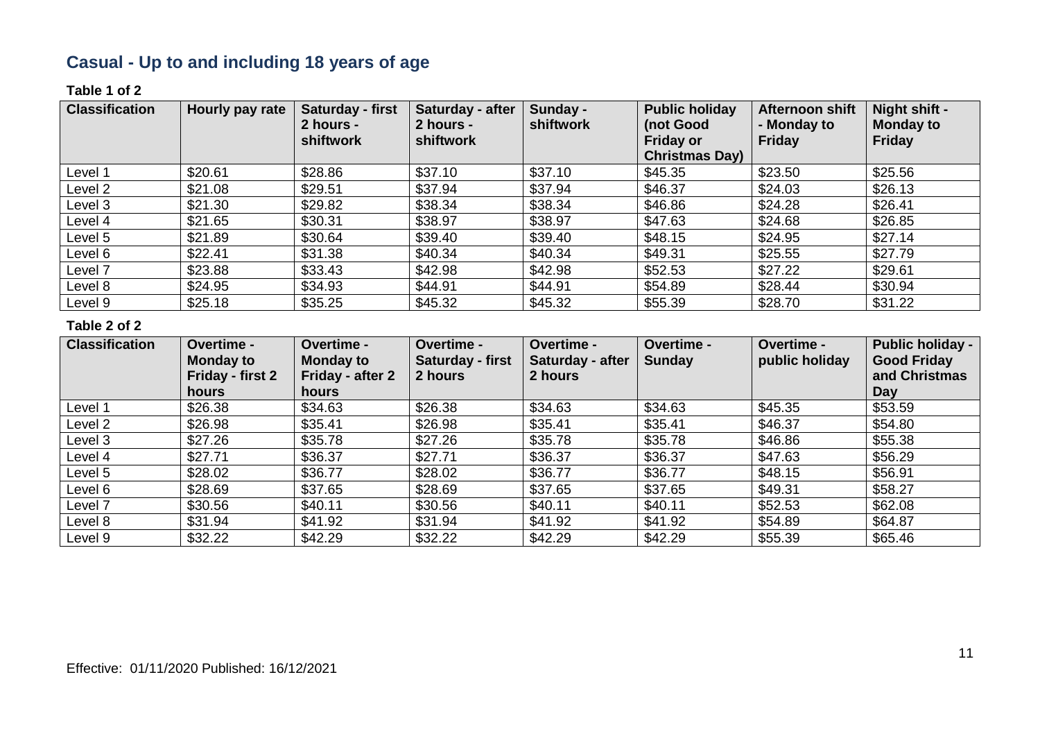## Casual - Up to and including 18 years of age

**Table 1 of 2**

| Classification | Hourly pay rate | Saturday - first 2 hours - shiftwork | Saturday - after 2 hours - shiftwork | Sunday - shiftwork | Public holiday (not Good Friday or Christmas Day) | Afternoon shift - Monday to Friday | Night shift - Monday to Friday |
|---|---|---|---|---|---|---|---|
| Level 1 | $20.61 | $28.86 | $37.10 | $37.10 | $45.35 | $23.50 | $25.56 |
| Level 2 | $21.08 | $29.51 | $37.94 | $37.94 | $46.37 | $24.03 | $26.13 |
| Level 3 | $21.30 | $29.82 | $38.34 | $38.34 | $46.86 | $24.28 | $26.41 |
| Level 4 | $21.65 | $30.31 | $38.97 | $38.97 | $47.63 | $24.68 | $26.85 |
| Level 5 | $21.89 | $30.64 | $39.40 | $39.40 | $48.15 | $24.95 | $27.14 |
| Level 6 | $22.41 | $31.38 | $40.34 | $40.34 | $49.31 | $25.55 | $27.79 |
| Level 7 | $23.88 | $33.43 | $42.98 | $42.98 | $52.53 | $27.22 | $29.61 |
| Level 8 | $24.95 | $34.93 | $44.91 | $44.91 | $54.89 | $28.44 | $30.94 |
| Level 9 | $25.18 | $35.25 | $45.32 | $45.32 | $55.39 | $28.70 | $31.22 |

**Table 2 of 2**

| Classification | Overtime - Monday to Friday - first 2 hours | Overtime - Monday to Friday - after 2 hours | Overtime - Saturday - first 2 hours | Overtime - Saturday - after 2 hours | Overtime - Sunday | Overtime - public holiday | Public holiday - Good Friday and Christmas Day |
|---|---|---|---|---|---|---|---|
| Level 1 | $26.38 | $34.63 | $26.38 | $34.63 | $34.63 | $45.35 | $53.59 |
| Level 2 | $26.98 | $35.41 | $26.98 | $35.41 | $35.41 | $46.37 | $54.80 |
| Level 3 | $27.26 | $35.78 | $27.26 | $35.78 | $35.78 | $46.86 | $55.38 |
| Level 4 | $27.71 | $36.37 | $27.71 | $36.37 | $36.37 | $47.63 | $56.29 |
| Level 5 | $28.02 | $36.77 | $28.02 | $36.77 | $36.77 | $48.15 | $56.91 |
| Level 6 | $28.69 | $37.65 | $28.69 | $37.65 | $37.65 | $49.31 | $58.27 |
| Level 7 | $30.56 | $40.11 | $30.56 | $40.11 | $40.11 | $52.53 | $62.08 |
| Level 8 | $31.94 | $41.92 | $31.94 | $41.92 | $41.92 | $54.89 | $64.87 |
| Level 9 | $32.22 | $42.29 | $32.22 | $42.29 | $42.29 | $55.39 | $65.46 |

Effective: 01/11/2020 Published: 16/12/2021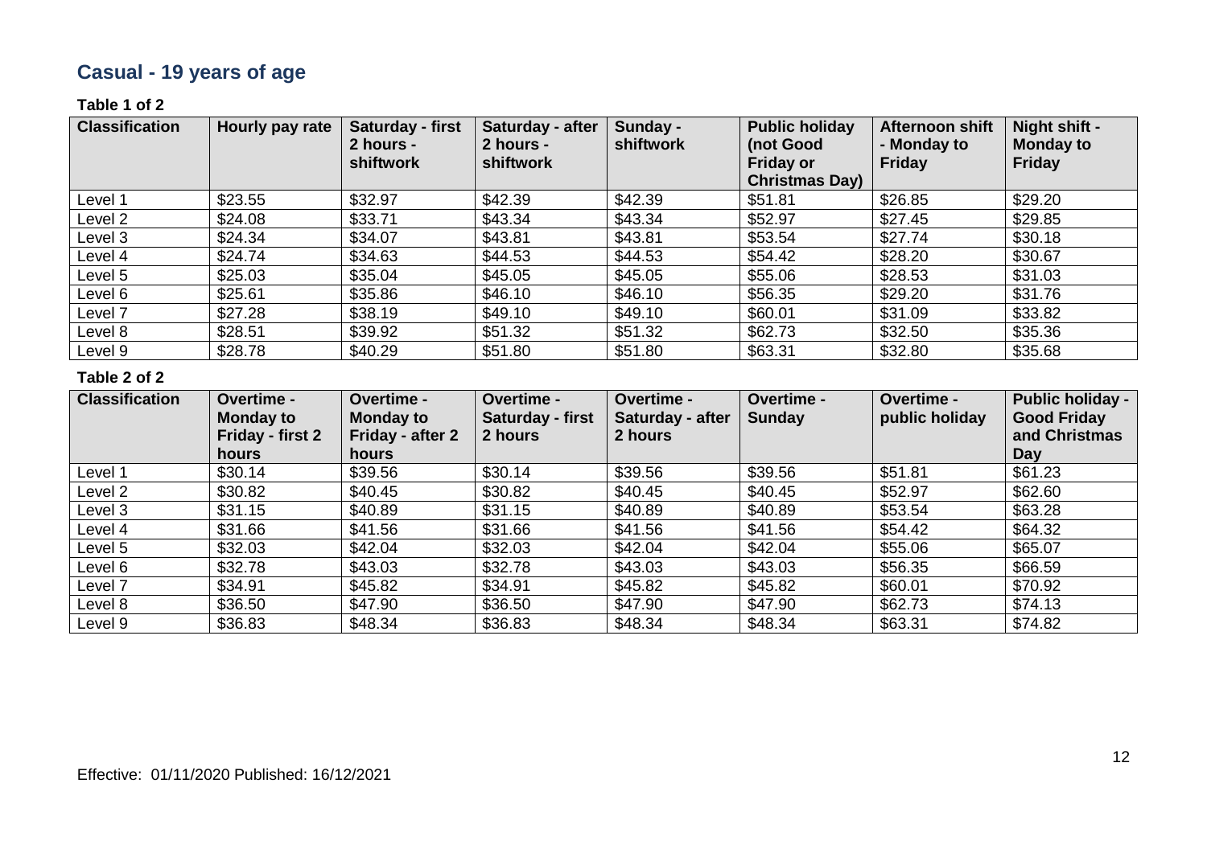## Casual - 19 years of age

**Table 1 of 2**

| Classification | Hourly pay rate | Saturday - first 2 hours - shiftwork | Saturday - after 2 hours - shiftwork | Sunday - shiftwork | Public holiday (not Good Friday or Christmas Day) | Afternoon shift - Monday to Friday | Night shift - Monday to Friday |
|---|---|---|---|---|---|---|---|
| Level 1 | $23.55 | $32.97 | $42.39 | $42.39 | $51.81 | $26.85 | $29.20 |
| Level 2 | $24.08 | $33.71 | $43.34 | $43.34 | $52.97 | $27.45 | $29.85 |
| Level 3 | $24.34 | $34.07 | $43.81 | $43.81 | $53.54 | $27.74 | $30.18 |
| Level 4 | $24.74 | $34.63 | $44.53 | $44.53 | $54.42 | $28.20 | $30.67 |
| Level 5 | $25.03 | $35.04 | $45.05 | $45.05 | $55.06 | $28.53 | $31.03 |
| Level 6 | $25.61 | $35.86 | $46.10 | $46.10 | $56.35 | $29.20 | $31.76 |
| Level 7 | $27.28 | $38.19 | $49.10 | $49.10 | $60.01 | $31.09 | $33.82 |
| Level 8 | $28.51 | $39.92 | $51.32 | $51.32 | $62.73 | $32.50 | $35.36 |
| Level 9 | $28.78 | $40.29 | $51.80 | $51.80 | $63.31 | $32.80 | $35.68 |

**Table 2 of 2**

| Classification | Overtime - Monday to Friday - first 2 hours | Overtime - Monday to Friday - after 2 hours | Overtime - Saturday - first 2 hours | Overtime - Saturday - after 2 hours | Overtime - Sunday | Overtime - public holiday | Public holiday - Good Friday and Christmas Day |
|---|---|---|---|---|---|---|---|
| Level 1 | $30.14 | $39.56 | $30.14 | $39.56 | $39.56 | $51.81 | $61.23 |
| Level 2 | $30.82 | $40.45 | $30.82 | $40.45 | $40.45 | $52.97 | $62.60 |
| Level 3 | $31.15 | $40.89 | $31.15 | $40.89 | $40.89 | $53.54 | $63.28 |
| Level 4 | $31.66 | $41.56 | $31.66 | $41.56 | $41.56 | $54.42 | $64.32 |
| Level 5 | $32.03 | $42.04 | $32.03 | $42.04 | $42.04 | $55.06 | $65.07 |
| Level 6 | $32.78 | $43.03 | $32.78 | $43.03 | $43.03 | $56.35 | $66.59 |
| Level 7 | $34.91 | $45.82 | $34.91 | $45.82 | $45.82 | $60.01 | $70.92 |
| Level 8 | $36.50 | $47.90 | $36.50 | $47.90 | $47.90 | $62.73 | $74.13 |
| Level 9 | $36.83 | $48.34 | $36.83 | $48.34 | $48.34 | $63.31 | $74.82 |

Effective: 01/11/2020 Published: 16/12/2021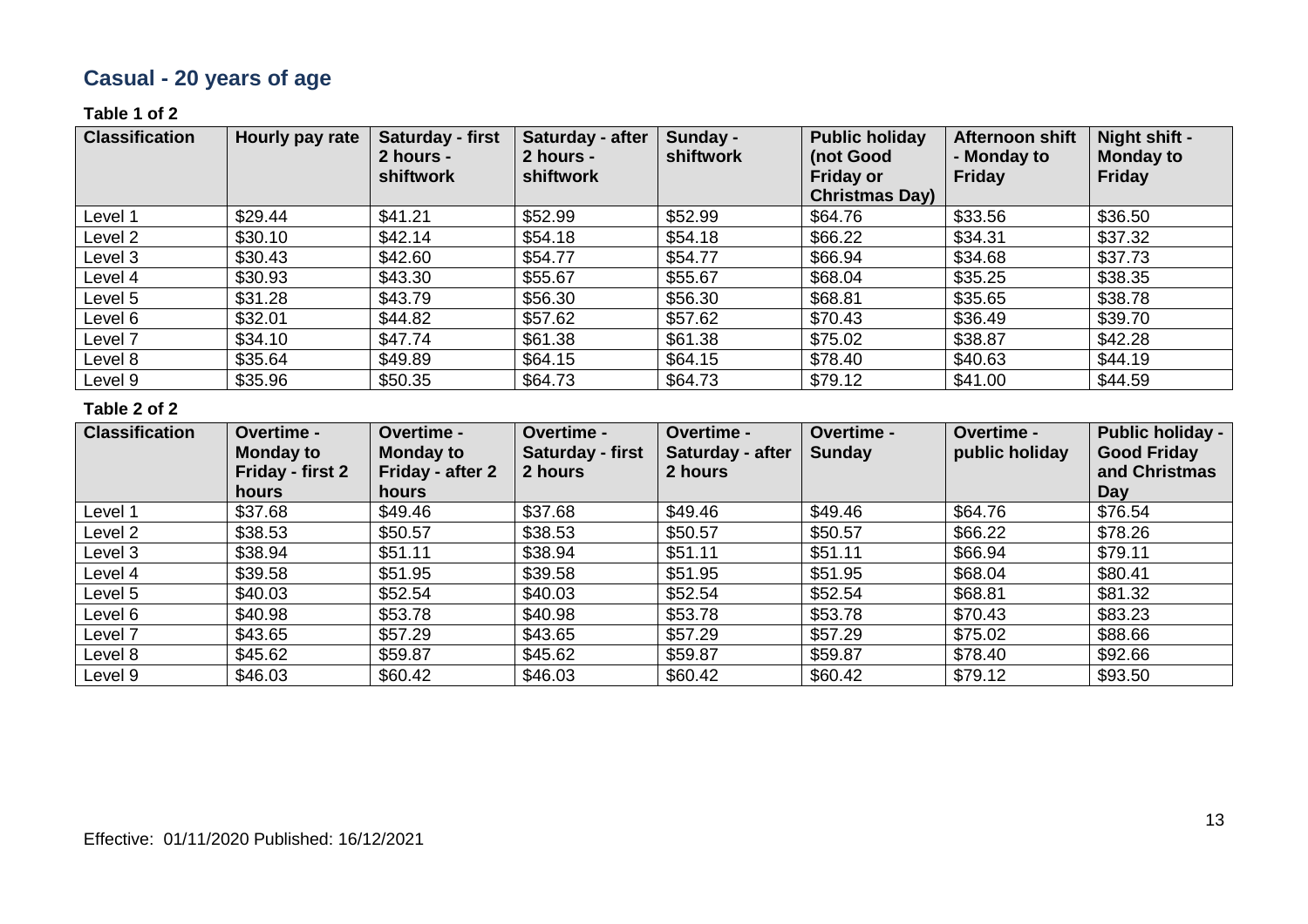## Casual - 20 years of age

**Table 1 of 2**

| Classification | Hourly pay rate | Saturday - first 2 hours - shiftwork | Saturday - after 2 hours - shiftwork | Sunday - shiftwork | Public holiday (not Good Friday or Christmas Day) | Afternoon shift - Monday to Friday | Night shift - Monday to Friday |
|---|---|---|---|---|---|---|---|
| Level 1 | $29.44 | $41.21 | $52.99 | $52.99 | $64.76 | $33.56 | $36.50 |
| Level 2 | $30.10 | $42.14 | $54.18 | $54.18 | $66.22 | $34.31 | $37.32 |
| Level 3 | $30.43 | $42.60 | $54.77 | $54.77 | $66.94 | $34.68 | $37.73 |
| Level 4 | $30.93 | $43.30 | $55.67 | $55.67 | $68.04 | $35.25 | $38.35 |
| Level 5 | $31.28 | $43.79 | $56.30 | $56.30 | $68.81 | $35.65 | $38.78 |
| Level 6 | $32.01 | $44.82 | $57.62 | $57.62 | $70.43 | $36.49 | $39.70 |
| Level 7 | $34.10 | $47.74 | $61.38 | $61.38 | $75.02 | $38.87 | $42.28 |
| Level 8 | $35.64 | $49.89 | $64.15 | $64.15 | $78.40 | $40.63 | $44.19 |
| Level 9 | $35.96 | $50.35 | $64.73 | $64.73 | $79.12 | $41.00 | $44.59 |

**Table 2 of 2**

| Classification | Overtime - Monday to Friday - first 2 hours | Overtime - Monday to Friday - after 2 hours | Overtime - Saturday - first 2 hours | Overtime - Saturday - after 2 hours | Overtime - Sunday | Overtime - public holiday | Public holiday - Good Friday and Christmas Day |
|---|---|---|---|---|---|---|---|
| Level 1 | $37.68 | $49.46 | $37.68 | $49.46 | $49.46 | $64.76 | $76.54 |
| Level 2 | $38.53 | $50.57 | $38.53 | $50.57 | $50.57 | $66.22 | $78.26 |
| Level 3 | $38.94 | $51.11 | $38.94 | $51.11 | $51.11 | $66.94 | $79.11 |
| Level 4 | $39.58 | $51.95 | $39.58 | $51.95 | $51.95 | $68.04 | $80.41 |
| Level 5 | $40.03 | $52.54 | $40.03 | $52.54 | $52.54 | $68.81 | $81.32 |
| Level 6 | $40.98 | $53.78 | $40.98 | $53.78 | $53.78 | $70.43 | $83.23 |
| Level 7 | $43.65 | $57.29 | $43.65 | $57.29 | $57.29 | $75.02 | $88.66 |
| Level 8 | $45.62 | $59.87 | $45.62 | $59.87 | $59.87 | $78.40 | $92.66 |
| Level 9 | $46.03 | $60.42 | $46.03 | $60.42 | $60.42 | $79.12 | $93.50 |

Effective: 01/11/2020 Published: 16/12/2021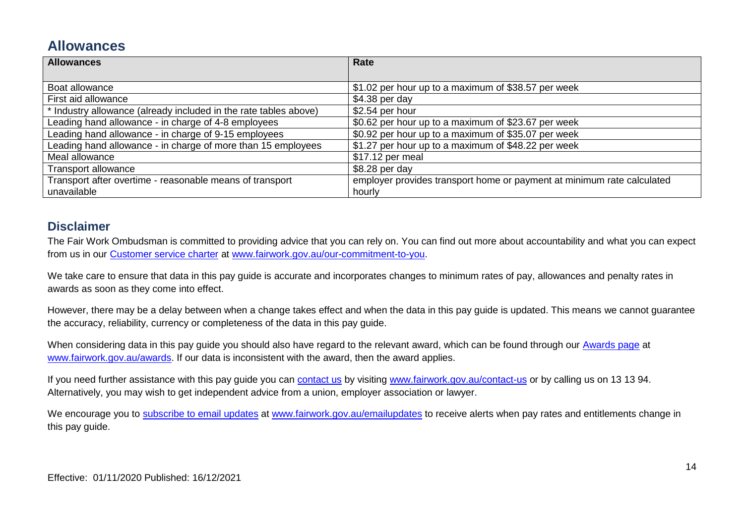## Allowances

| Allowances | Rate |
| --- | --- |
| Boat allowance | $1.02 per hour up to a maximum of $38.57 per week |
| First aid allowance | $4.38 per day |
| * Industry allowance (already included in the rate tables above) | $2.54 per hour |
| Leading hand allowance - in charge of 4-8 employees | $0.62 per hour up to a maximum of $23.67 per week |
| Leading hand allowance - in charge of 9-15 employees | $0.92 per hour up to a maximum of $35.07 per week |
| Leading hand allowance - in charge of more than 15 employees | $1.27 per hour up to a maximum of $48.22 per week |
| Meal allowance | $17.12 per meal |
| Transport allowance | $8.28 per day |
| Transport after overtime - reasonable means of transport unavailable | employer provides transport home or payment at minimum rate calculated hourly |

## Disclaimer

The Fair Work Ombudsman is committed to providing advice that you can rely on. You can find out more about accountability and what you can expect from us in our Customer service charter at www.fairwork.gov.au/our-commitment-to-you.

We take care to ensure that data in this pay guide is accurate and incorporates changes to minimum rates of pay, allowances and penalty rates in awards as soon as they come into effect.

However, there may be a delay between when a change takes effect and when the data in this pay guide is updated. This means we cannot guarantee the accuracy, reliability, currency or completeness of the data in this pay guide.

When considering data in this pay guide you should also have regard to the relevant award, which can be found through our Awards page at www.fairwork.gov.au/awards. If our data is inconsistent with the award, then the award applies.

If you need further assistance with this pay guide you can contact us by visiting www.fairwork.gov.au/contact-us or by calling us on 13 13 94. Alternatively, you may wish to get independent advice from a union, employer association or lawyer.

We encourage you to subscribe to email updates at www.fairwork.gov.au/emailupdates to receive alerts when pay rates and entitlements change in this pay guide.

Effective: 01/11/2020 Published: 16/12/2021